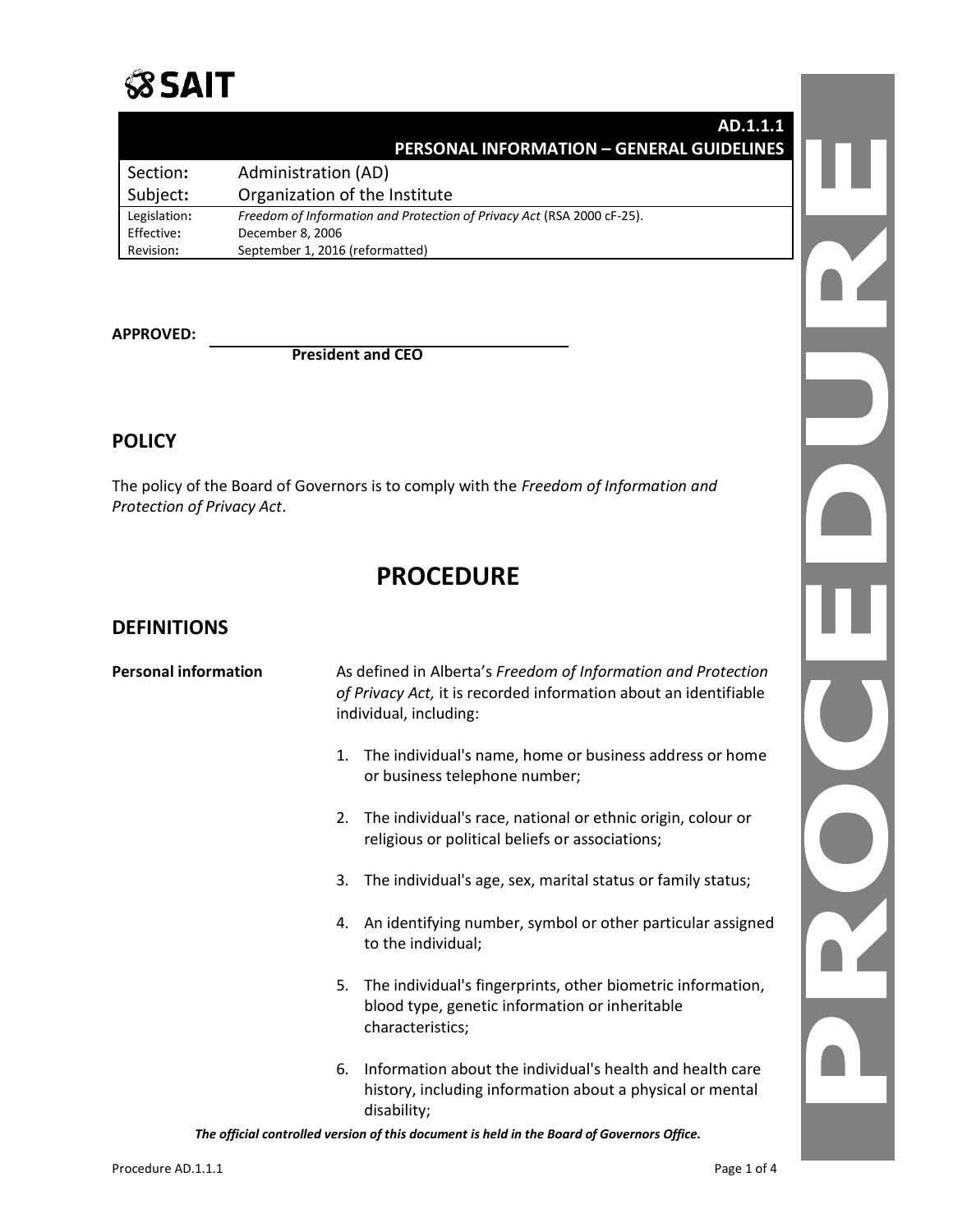SAIT

| | AD.1.1.1 PERSONAL INFORMATION – GENERAL GUIDELINES |
|---|---|
| Section: | Administration (AD) |
| Subject: | Organization of the Institute |
| Legislation: | *Freedom of Information and Protection of Privacy Act* (RSA 2000 cF-25). |
| Effective: | December 8, 2006 |
| Revision: | September 1, 2016 (reformatted) |

**APPROVED:** ________________________________
**President and CEO**

## POLICY

The policy of the Board of Governors is to comply with the *Freedom of Information and Protection of Privacy Act*.

# PROCEDURE

## DEFINITIONS

**Personal information** As defined in Alberta's *Freedom of Information and Protection of Privacy Act,* it is recorded information about an identifiable individual, including:

1. The individual's name, home or business address or home or business telephone number;
2. The individual's race, national or ethnic origin, colour or religious or political beliefs or associations;
3. The individual's age, sex, marital status or family status;
4. An identifying number, symbol or other particular assigned to the individual;
5. The individual's fingerprints, other biometric information, blood type, genetic information or inheritable characteristics;
6. Information about the individual's health and health care history, including information about a physical or mental disability;

***The official controlled version of this document is held in the Board of Governors Office.***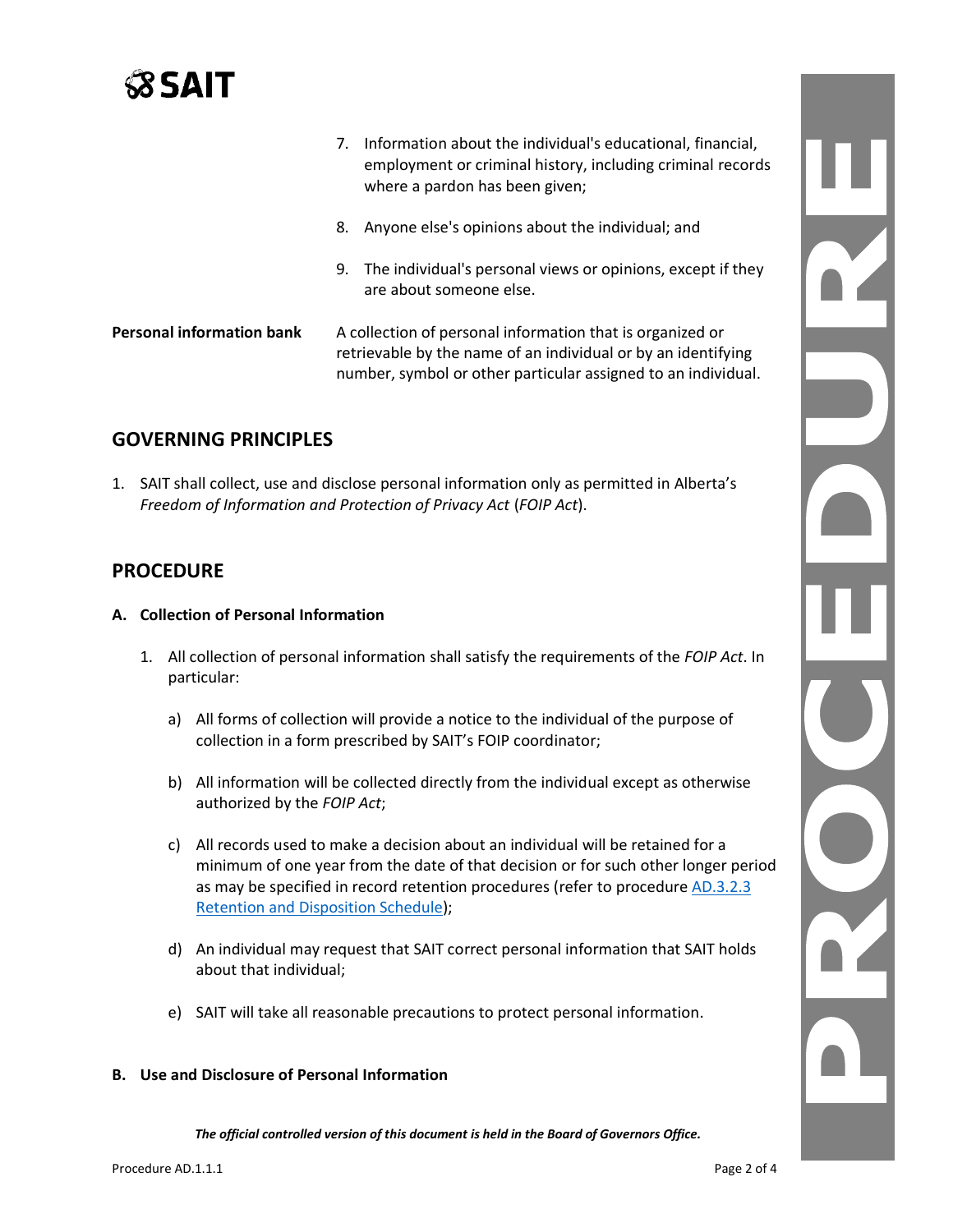| | |
|---|---|
| | 7. Information about the individual's educational, financial, employment or criminal history, including criminal records where a pardon has been given; |
| | 8. Anyone else's opinions about the individual; and |
| | 9. The individual's personal views or opinions, except if they are about someone else. |
| **Personal information bank** | A collection of personal information that is organized or retrievable by the name of an individual or by an identifying number, symbol or other particular assigned to an individual. |

## GOVERNING PRINCIPLES

1. SAIT shall collect, use and disclose personal information only as permitted in Alberta's *Freedom of Information and Protection of Privacy Act* (*FOIP Act*).

## PROCEDURE

### A. Collection of Personal Information

1. All collection of personal information shall satisfy the requirements of the *FOIP Act*. In particular:

   a) All forms of collection will provide a notice to the individual of the purpose of collection in a form prescribed by SAIT's FOIP coordinator;

   b) All information will be collected directly from the individual except as otherwise authorized by the *FOIP Act*;

   c) All records used to make a decision about an individual will be retained for a minimum of one year from the date of that decision or for such other longer period as may be specified in record retention procedures (refer to procedure AD.3.2.3 Retention and Disposition Schedule);

   d) An individual may request that SAIT correct personal information that SAIT holds about that individual;

   e) SAIT will take all reasonable precautions to protect personal information.

### B. Use and Disclosure of Personal Information

***The official controlled version of this document is held in the Board of Governors Office.***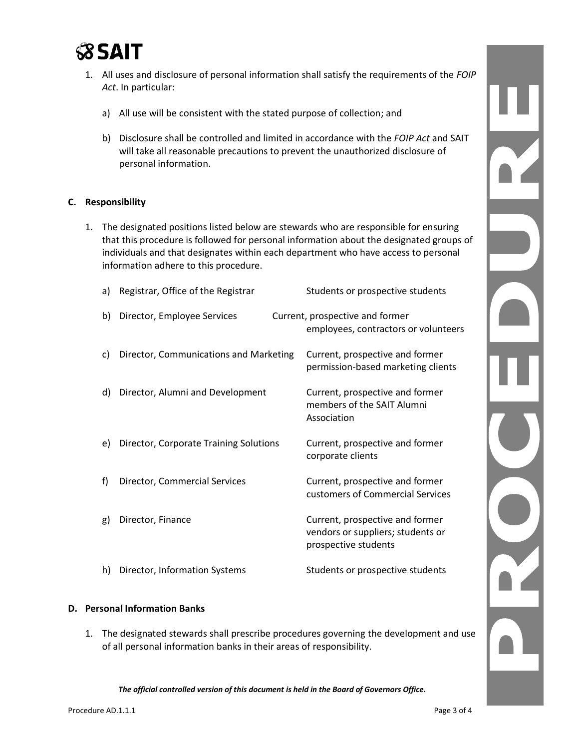1. All uses and disclosure of personal information shall satisfy the requirements of the *FOIP Act*. In particular:

   a) All use will be consistent with the stated purpose of collection; and

   b) Disclosure shall be controlled and limited in accordance with the *FOIP Act* and SAIT will take all reasonable precautions to prevent the unauthorized disclosure of personal information.

## C. Responsibility

1. The designated positions listed below are stewards who are responsible for ensuring that this procedure is followed for personal information about the designated groups of individuals and that designates within each department who have access to personal information adhere to this procedure.

   a) Registrar, Office of the Registrar — Students or prospective students

   b) Director, Employee Services — Current, prospective and former employees, contractors or volunteers

   c) Director, Communications and Marketing — Current, prospective and former permission-based marketing clients

   d) Director, Alumni and Development — Current, prospective and former members of the SAIT Alumni Association

   e) Director, Corporate Training Solutions — Current, prospective and former corporate clients

   f) Director, Commercial Services — Current, prospective and former customers of Commercial Services

   g) Director, Finance — Current, prospective and former vendors or suppliers; students or prospective students

   h) Director, Information Systems — Students or prospective students

## D. Personal Information Banks

1. The designated stewards shall prescribe procedures governing the development and use of all personal information banks in their areas of responsibility.

***The official controlled version of this document is held in the Board of Governors Office.***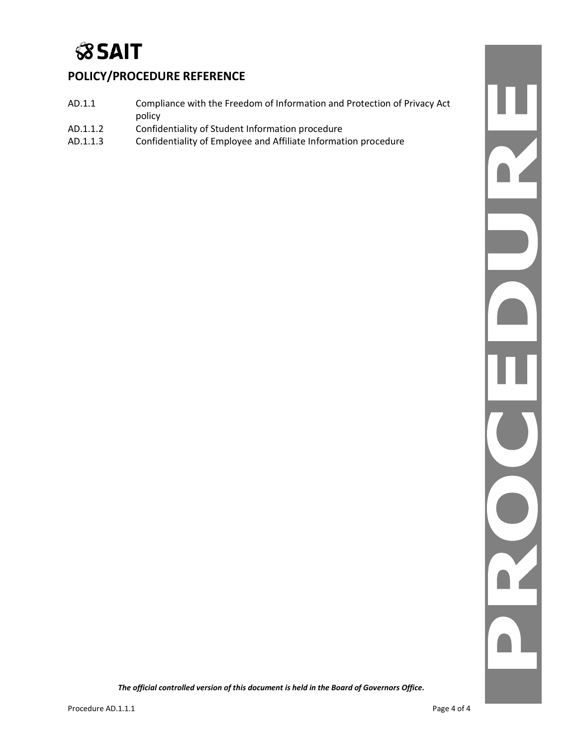## POLICY/PROCEDURE REFERENCE

| | |
|---|---|
| AD.1.1 | Compliance with the Freedom of Information and Protection of Privacy Act policy |
| AD.1.1.2 | Confidentiality of Student Information procedure |
| AD.1.1.3 | Confidentiality of Employee and Affiliate Information procedure |

***The official controlled version of this document is held in the Board of Governors Office.***